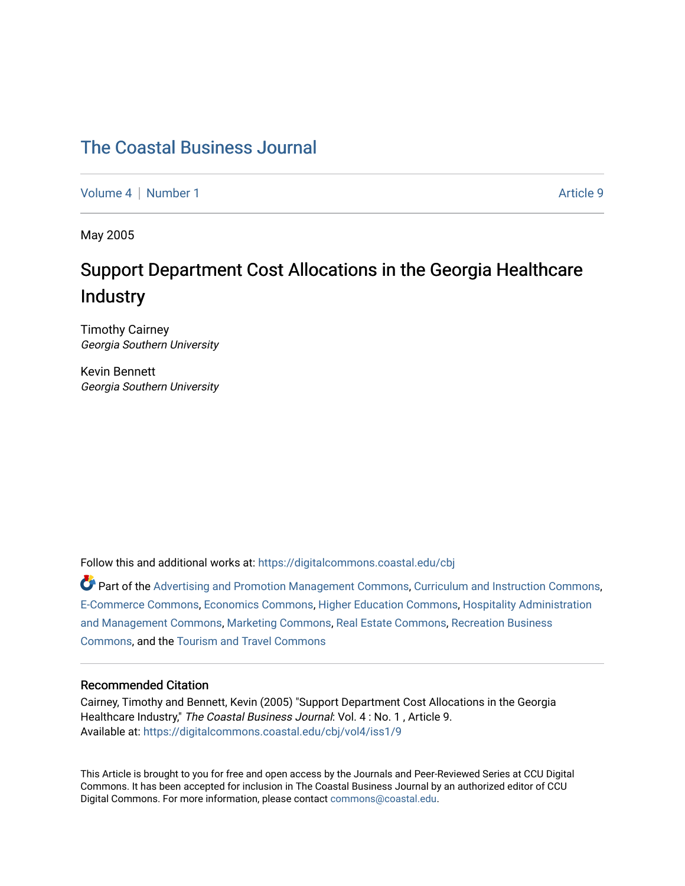# The Coastal Business Journal

Volume 4 | Number 1 Article 9

May 2005

## Support Department Cost Allocations in the Georgia Healthcare Industry

Timothy Cairney
*Georgia Southern University*

Kevin Bennett
*Georgia Southern University*

Follow this and additional works at: https://digitalcommons.coastal.edu/cbj

Part of the Advertising and Promotion Management Commons, Curriculum and Instruction Commons, E-Commerce Commons, Economics Commons, Higher Education Commons, Hospitality Administration and Management Commons, Marketing Commons, Real Estate Commons, Recreation Business Commons, and the Tourism and Travel Commons

### Recommended Citation

Cairney, Timothy and Bennett, Kevin (2005) "Support Department Cost Allocations in the Georgia Healthcare Industry," *The Coastal Business Journal*: Vol. 4 : No. 1 , Article 9.
Available at: https://digitalcommons.coastal.edu/cbj/vol4/iss1/9

This Article is brought to you for free and open access by the Journals and Peer-Reviewed Series at CCU Digital Commons. It has been accepted for inclusion in The Coastal Business Journal by an authorized editor of CCU Digital Commons. For more information, please contact commons@coastal.edu.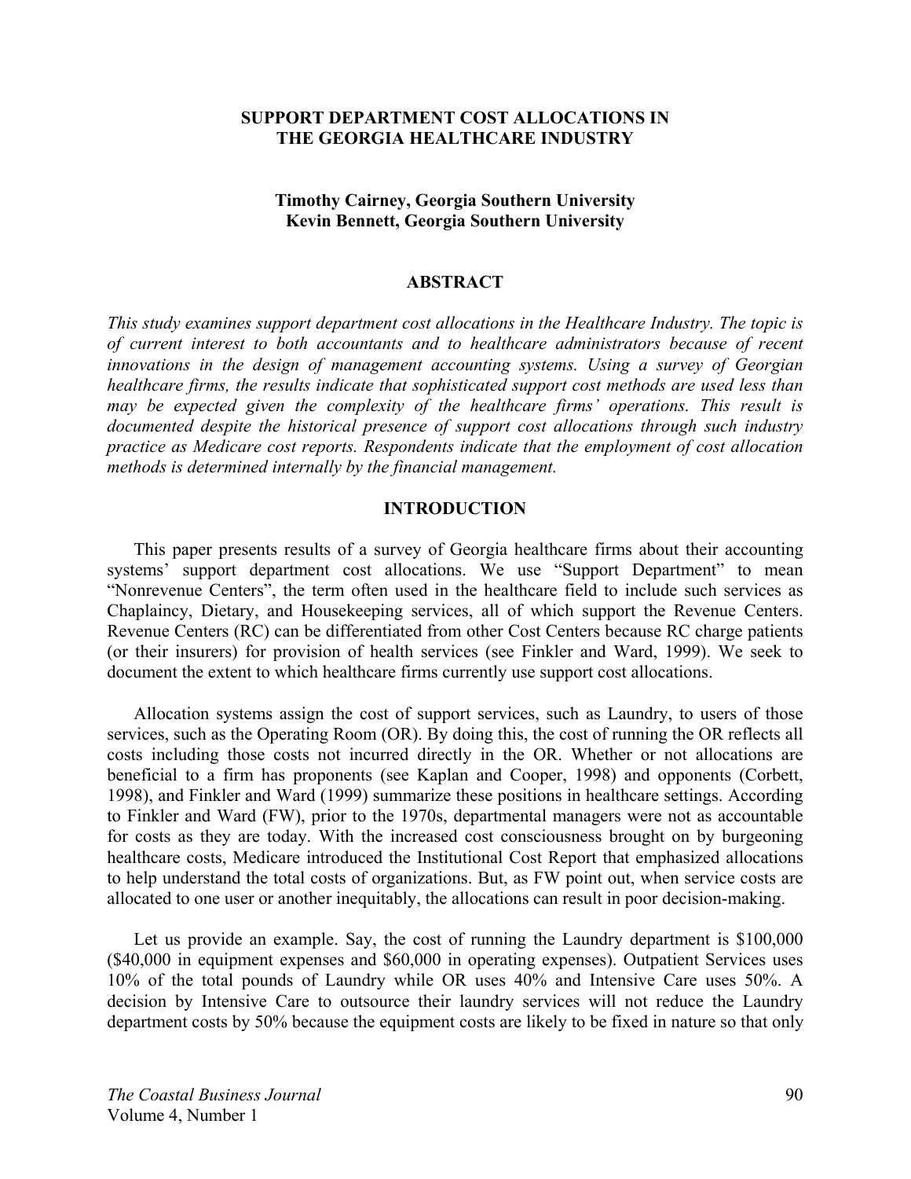**SUPPORT DEPARTMENT COST ALLOCATIONS IN THE GEORGIA HEALTHCARE INDUSTRY**

**Timothy Cairney, Georgia Southern University**
**Kevin Bennett, Georgia Southern University**

## ABSTRACT

*This study examines support department cost allocations in the Healthcare Industry. The topic is of current interest to both accountants and to healthcare administrators because of recent innovations in the design of management accounting systems. Using a survey of Georgian healthcare firms, the results indicate that sophisticated support cost methods are used less than may be expected given the complexity of the healthcare firms' operations. This result is documented despite the historical presence of support cost allocations through such industry practice as Medicare cost reports. Respondents indicate that the employment of cost allocation methods is determined internally by the financial management.*

## INTRODUCTION

This paper presents results of a survey of Georgia healthcare firms about their accounting systems' support department cost allocations. We use "Support Department" to mean "Nonrevenue Centers", the term often used in the healthcare field to include such services as Chaplaincy, Dietary, and Housekeeping services, all of which support the Revenue Centers. Revenue Centers (RC) can be differentiated from other Cost Centers because RC charge patients (or their insurers) for provision of health services (see Finkler and Ward, 1999). We seek to document the extent to which healthcare firms currently use support cost allocations.

Allocation systems assign the cost of support services, such as Laundry, to users of those services, such as the Operating Room (OR). By doing this, the cost of running the OR reflects all costs including those costs not incurred directly in the OR. Whether or not allocations are beneficial to a firm has proponents (see Kaplan and Cooper, 1998) and opponents (Corbett, 1998), and Finkler and Ward (1999) summarize these positions in healthcare settings. According to Finkler and Ward (FW), prior to the 1970s, departmental managers were not as accountable for costs as they are today. With the increased cost consciousness brought on by burgeoning healthcare costs, Medicare introduced the Institutional Cost Report that emphasized allocations to help understand the total costs of organizations. But, as FW point out, when service costs are allocated to one user or another inequitably, the allocations can result in poor decision-making.

Let us provide an example. Say, the cost of running the Laundry department is $100,000 ($40,000 in equipment expenses and $60,000 in operating expenses). Outpatient Services uses 10% of the total pounds of Laundry while OR uses 40% and Intensive Care uses 50%. A decision by Intensive Care to outsource their laundry services will not reduce the Laundry department costs by 50% because the equipment costs are likely to be fixed in nature so that only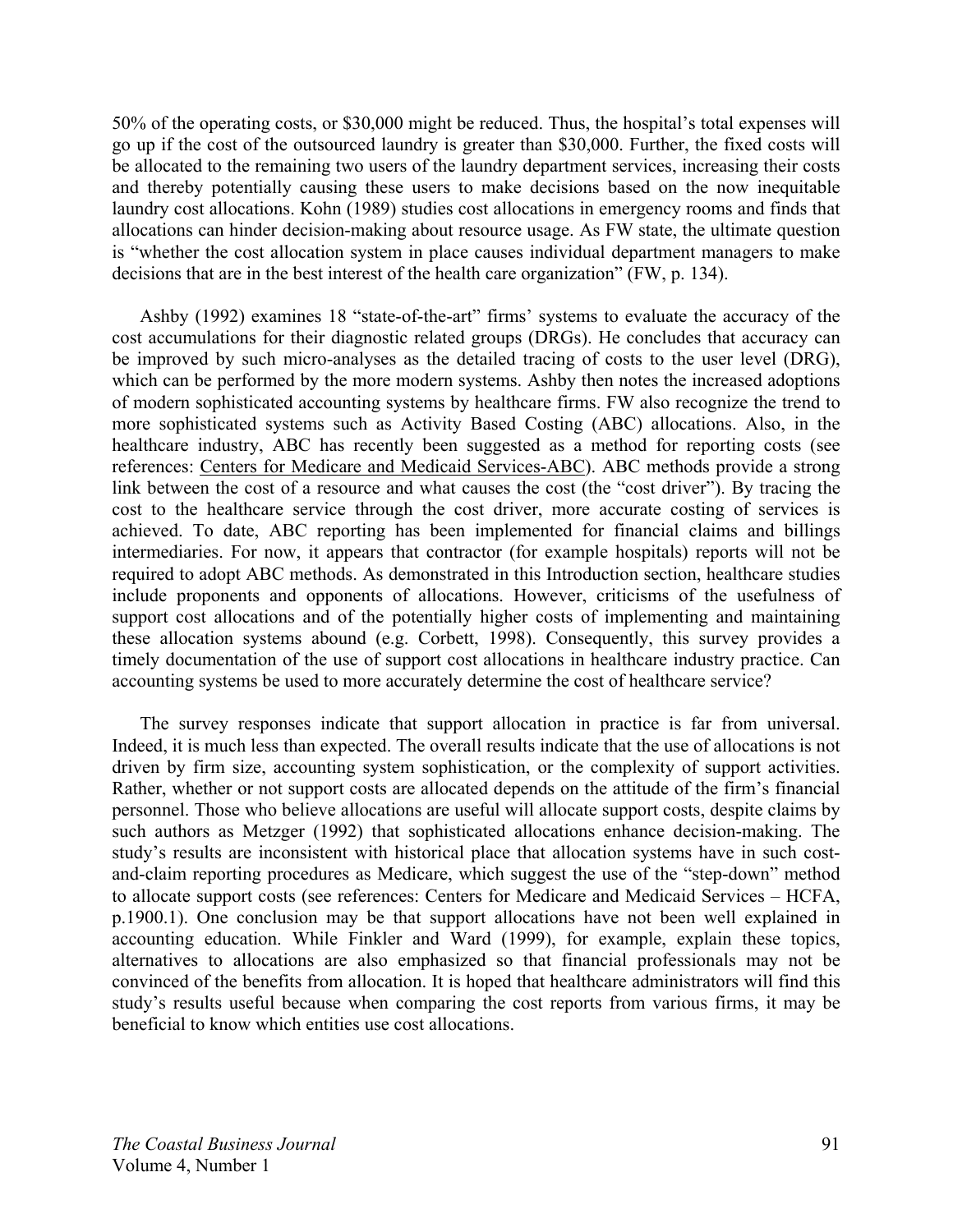50% of the operating costs, or $30,000 might be reduced. Thus, the hospital's total expenses will go up if the cost of the outsourced laundry is greater than $30,000. Further, the fixed costs will be allocated to the remaining two users of the laundry department services, increasing their costs and thereby potentially causing these users to make decisions based on the now inequitable laundry cost allocations. Kohn (1989) studies cost allocations in emergency rooms and finds that allocations can hinder decision-making about resource usage. As FW state, the ultimate question is "whether the cost allocation system in place causes individual department managers to make decisions that are in the best interest of the health care organization" (FW, p. 134).

Ashby (1992) examines 18 "state-of-the-art" firms' systems to evaluate the accuracy of the cost accumulations for their diagnostic related groups (DRGs). He concludes that accuracy can be improved by such micro-analyses as the detailed tracing of costs to the user level (DRG), which can be performed by the more modern systems. Ashby then notes the increased adoptions of modern sophisticated accounting systems by healthcare firms. FW also recognize the trend to more sophisticated systems such as Activity Based Costing (ABC) allocations. Also, in the healthcare industry, ABC has recently been suggested as a method for reporting costs (see references: Centers for Medicare and Medicaid Services-ABC). ABC methods provide a strong link between the cost of a resource and what causes the cost (the "cost driver"). By tracing the cost to the healthcare service through the cost driver, more accurate costing of services is achieved. To date, ABC reporting has been implemented for financial claims and billings intermediaries. For now, it appears that contractor (for example hospitals) reports will not be required to adopt ABC methods. As demonstrated in this Introduction section, healthcare studies include proponents and opponents of allocations. However, criticisms of the usefulness of support cost allocations and of the potentially higher costs of implementing and maintaining these allocation systems abound (e.g. Corbett, 1998). Consequently, this survey provides a timely documentation of the use of support cost allocations in healthcare industry practice. Can accounting systems be used to more accurately determine the cost of healthcare service?

The survey responses indicate that support allocation in practice is far from universal. Indeed, it is much less than expected. The overall results indicate that the use of allocations is not driven by firm size, accounting system sophistication, or the complexity of support activities. Rather, whether or not support costs are allocated depends on the attitude of the firm's financial personnel. Those who believe allocations are useful will allocate support costs, despite claims by such authors as Metzger (1992) that sophisticated allocations enhance decision-making. The study's results are inconsistent with historical place that allocation systems have in such cost-and-claim reporting procedures as Medicare, which suggest the use of the "step-down" method to allocate support costs (see references: Centers for Medicare and Medicaid Services – HCFA, p.1900.1). One conclusion may be that support allocations have not been well explained in accounting education. While Finkler and Ward (1999), for example, explain these topics, alternatives to allocations are also emphasized so that financial professionals may not be convinced of the benefits from allocation. It is hoped that healthcare administrators will find this study's results useful because when comparing the cost reports from various firms, it may be beneficial to know which entities use cost allocations.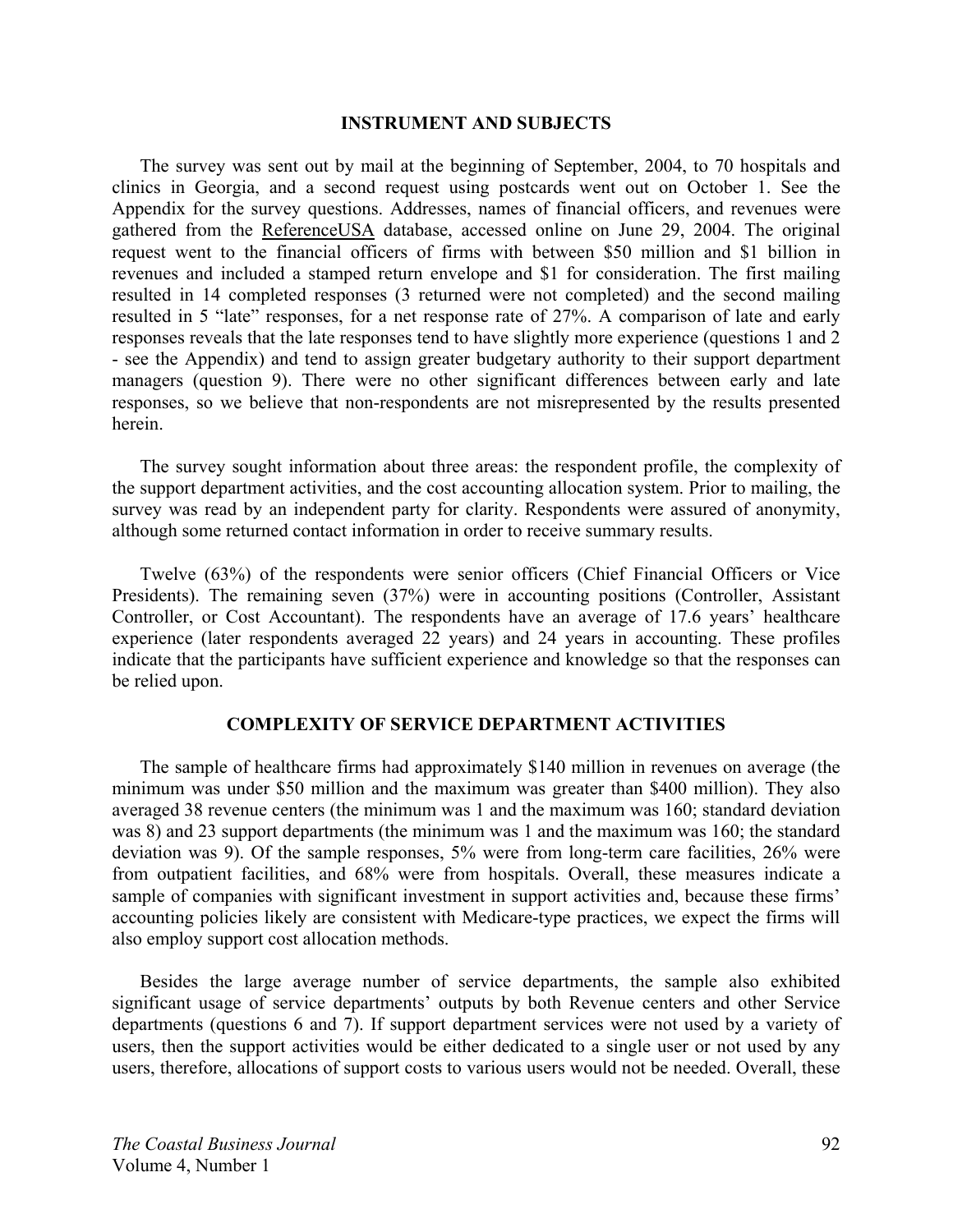## INSTRUMENT AND SUBJECTS

The survey was sent out by mail at the beginning of September, 2004, to 70 hospitals and clinics in Georgia, and a second request using postcards went out on October 1. See the Appendix for the survey questions. Addresses, names of financial officers, and revenues were gathered from the ReferenceUSA database, accessed online on June 29, 2004. The original request went to the financial officers of firms with between $50 million and $1 billion in revenues and included a stamped return envelope and $1 for consideration. The first mailing resulted in 14 completed responses (3 returned were not completed) and the second mailing resulted in 5 "late" responses, for a net response rate of 27%. A comparison of late and early responses reveals that the late responses tend to have slightly more experience (questions 1 and 2 - see the Appendix) and tend to assign greater budgetary authority to their support department managers (question 9). There were no other significant differences between early and late responses, so we believe that non-respondents are not misrepresented by the results presented herein.

The survey sought information about three areas: the respondent profile, the complexity of the support department activities, and the cost accounting allocation system. Prior to mailing, the survey was read by an independent party for clarity. Respondents were assured of anonymity, although some returned contact information in order to receive summary results.

Twelve (63%) of the respondents were senior officers (Chief Financial Officers or Vice Presidents). The remaining seven (37%) were in accounting positions (Controller, Assistant Controller, or Cost Accountant). The respondents have an average of 17.6 years' healthcare experience (later respondents averaged 22 years) and 24 years in accounting. These profiles indicate that the participants have sufficient experience and knowledge so that the responses can be relied upon.

## COMPLEXITY OF SERVICE DEPARTMENT ACTIVITIES

The sample of healthcare firms had approximately $140 million in revenues on average (the minimum was under $50 million and the maximum was greater than $400 million). They also averaged 38 revenue centers (the minimum was 1 and the maximum was 160; standard deviation was 8) and 23 support departments (the minimum was 1 and the maximum was 160; the standard deviation was 9). Of the sample responses, 5% were from long-term care facilities, 26% were from outpatient facilities, and 68% were from hospitals. Overall, these measures indicate a sample of companies with significant investment in support activities and, because these firms' accounting policies likely are consistent with Medicare-type practices, we expect the firms will also employ support cost allocation methods.

Besides the large average number of service departments, the sample also exhibited significant usage of service departments' outputs by both Revenue centers and other Service departments (questions 6 and 7). If support department services were not used by a variety of users, then the support activities would be either dedicated to a single user or not used by any users, therefore, allocations of support costs to various users would not be needed. Overall, these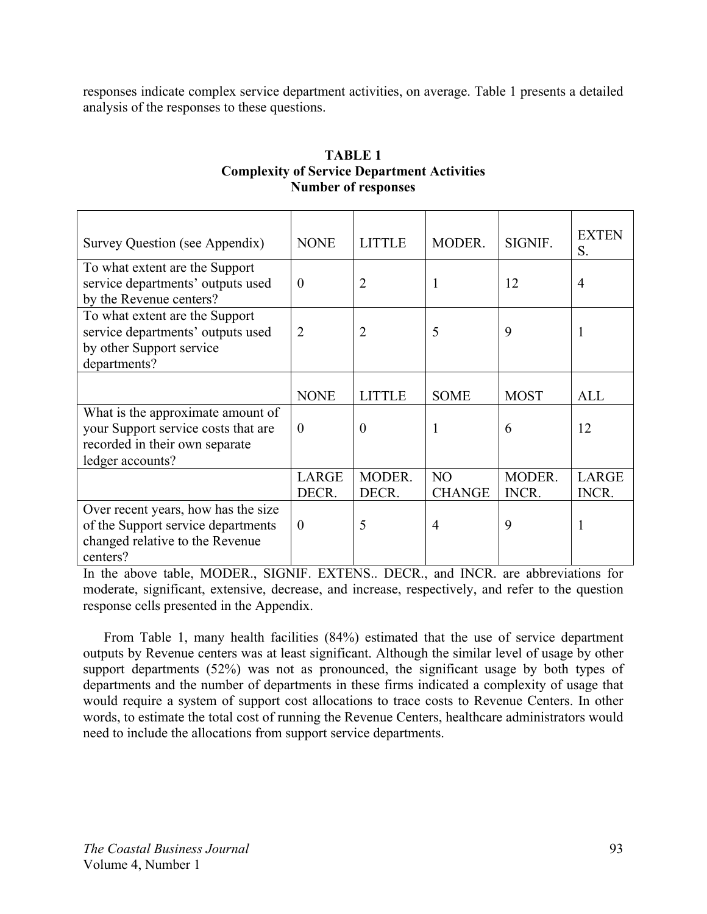responses indicate complex service department activities, on average. Table 1 presents a detailed analysis of the responses to these questions.

**TABLE 1**
**Complexity of Service Department Activities**
**Number of responses**

| Survey Question (see Appendix) | NONE | LITTLE | MODER. | SIGNIF. | EXTENS. |
|---|---|---|---|---|---|
| To what extent are the Support service departments' outputs used by the Revenue centers? | 0 | 2 | 1 | 12 | 4 |
| To what extent are the Support service departments' outputs used by other Support service departments? | 2 | 2 | 5 | 9 | 1 |
| | NONE | LITTLE | SOME | MOST | ALL |
| What is the approximate amount of your Support service costs that are recorded in their own separate ledger accounts? | 0 | 0 | 1 | 6 | 12 |
| | LARGE DECR. | MODER. DECR. | NO CHANGE | MODER. INCR. | LARGE INCR. |
| Over recent years, how has the size of the Support service departments changed relative to the Revenue centers? | 0 | 5 | 4 | 9 | 1 |

In the above table, MODER., SIGNIF. EXTENS.. DECR., and INCR. are abbreviations for moderate, significant, extensive, decrease, and increase, respectively, and refer to the question response cells presented in the Appendix.

From Table 1, many health facilities (84%) estimated that the use of service department outputs by Revenue centers was at least significant. Although the similar level of usage by other support departments (52%) was not as pronounced, the significant usage by both types of departments and the number of departments in these firms indicated a complexity of usage that would require a system of support cost allocations to trace costs to Revenue Centers. In other words, to estimate the total cost of running the Revenue Centers, healthcare administrators would need to include the allocations from support service departments.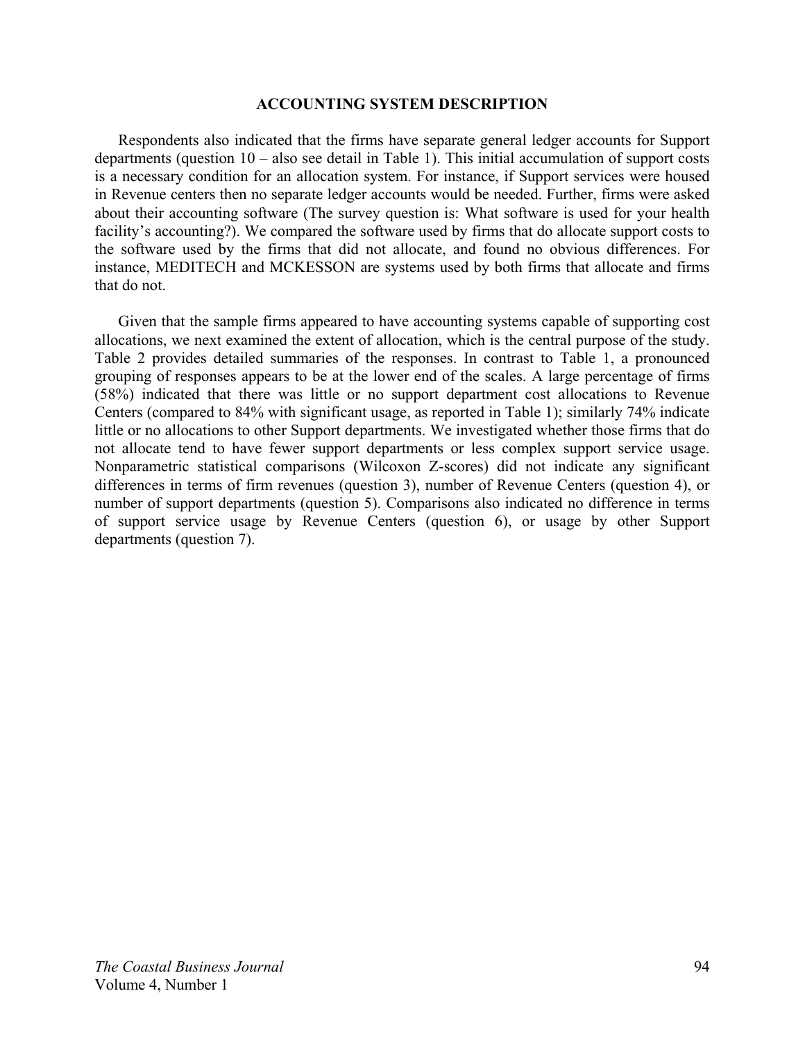## ACCOUNTING SYSTEM DESCRIPTION

Respondents also indicated that the firms have separate general ledger accounts for Support departments (question 10 – also see detail in Table 1). This initial accumulation of support costs is a necessary condition for an allocation system. For instance, if Support services were housed in Revenue centers then no separate ledger accounts would be needed. Further, firms were asked about their accounting software (The survey question is: What software is used for your health facility's accounting?). We compared the software used by firms that do allocate support costs to the software used by the firms that did not allocate, and found no obvious differences. For instance, MEDITECH and MCKESSON are systems used by both firms that allocate and firms that do not.

Given that the sample firms appeared to have accounting systems capable of supporting cost allocations, we next examined the extent of allocation, which is the central purpose of the study. Table 2 provides detailed summaries of the responses. In contrast to Table 1, a pronounced grouping of responses appears to be at the lower end of the scales. A large percentage of firms (58%) indicated that there was little or no support department cost allocations to Revenue Centers (compared to 84% with significant usage, as reported in Table 1); similarly 74% indicate little or no allocations to other Support departments. We investigated whether those firms that do not allocate tend to have fewer support departments or less complex support service usage. Nonparametric statistical comparisons (Wilcoxon Z-scores) did not indicate any significant differences in terms of firm revenues (question 3), number of Revenue Centers (question 4), or number of support departments (question 5). Comparisons also indicated no difference in terms of support service usage by Revenue Centers (question 6), or usage by other Support departments (question 7).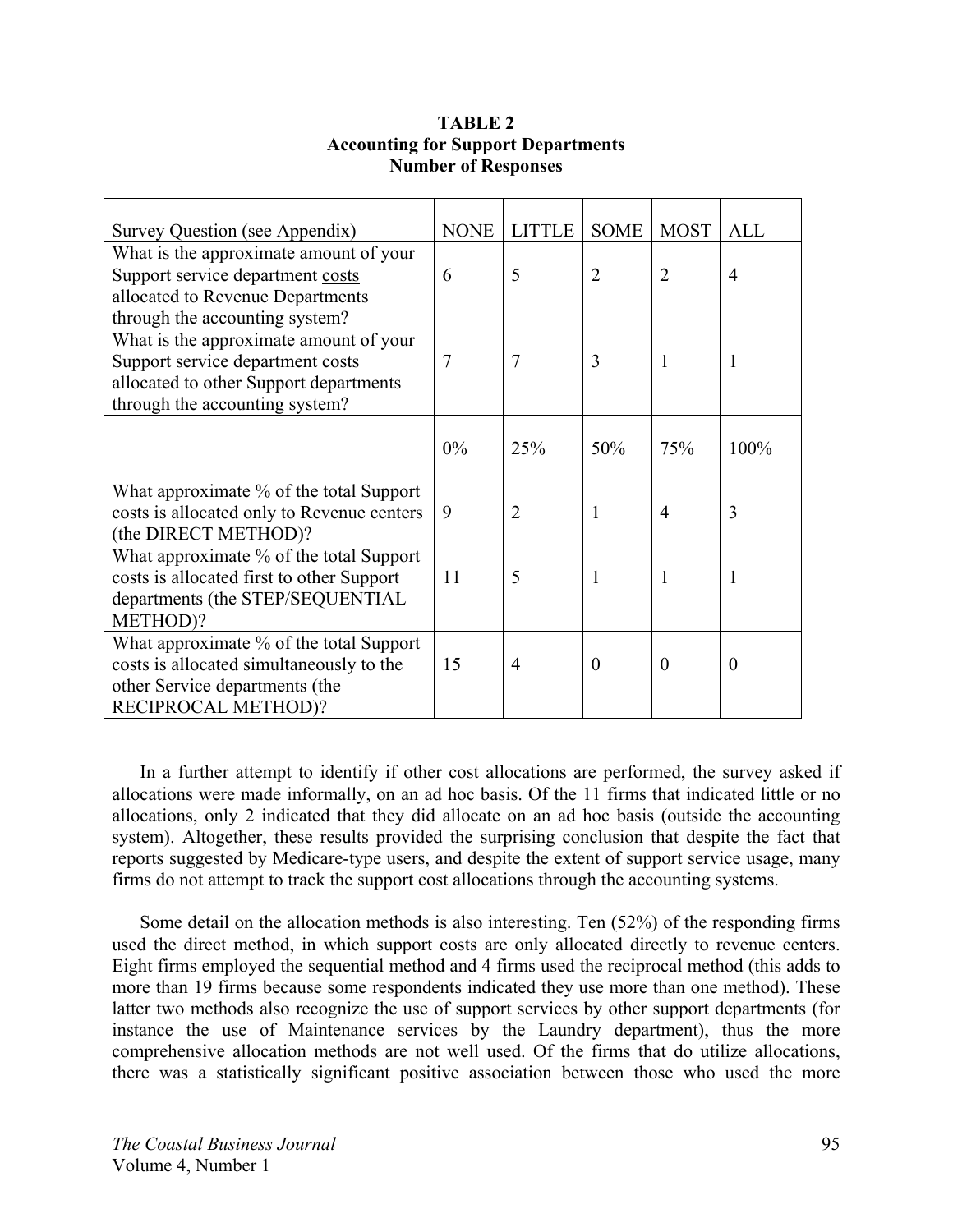**TABLE 2**
**Accounting for Support Departments**
**Number of Responses**

| Survey Question (see Appendix) | NONE | LITTLE | SOME | MOST | ALL |
|---|---|---|---|---|---|
| What is the approximate amount of your Support service department <u>costs</u> allocated to Revenue Departments through the accounting system? | 6 | 5 | 2 | 2 | 4 |
| What is the approximate amount of your Support service department <u>costs</u> allocated to other Support departments through the accounting system? | 7 | 7 | 3 | 1 | 1 |
| | 0% | 25% | 50% | 75% | 100% |
| What approximate % of the total Support costs is allocated only to Revenue centers (the DIRECT METHOD)? | 9 | 2 | 1 | 4 | 3 |
| What approximate % of the total Support costs is allocated first to other Support departments (the STEP/SEQUENTIAL METHOD)? | 11 | 5 | 1 | 1 | 1 |
| What approximate % of the total Support costs is allocated simultaneously to the other Service departments (the RECIPROCAL METHOD)? | 15 | 4 | 0 | 0 | 0 |

In a further attempt to identify if other cost allocations are performed, the survey asked if allocations were made informally, on an ad hoc basis. Of the 11 firms that indicated little or no allocations, only 2 indicated that they did allocate on an ad hoc basis (outside the accounting system). Altogether, these results provided the surprising conclusion that despite the fact that reports suggested by Medicare-type users, and despite the extent of support service usage, many firms do not attempt to track the support cost allocations through the accounting systems.

Some detail on the allocation methods is also interesting. Ten (52%) of the responding firms used the direct method, in which support costs are only allocated directly to revenue centers. Eight firms employed the sequential method and 4 firms used the reciprocal method (this adds to more than 19 firms because some respondents indicated they use more than one method). These latter two methods also recognize the use of support services by other support departments (for instance the use of Maintenance services by the Laundry department), thus the more comprehensive allocation methods are not well used. Of the firms that do utilize allocations, there was a statistically significant positive association between those who used the more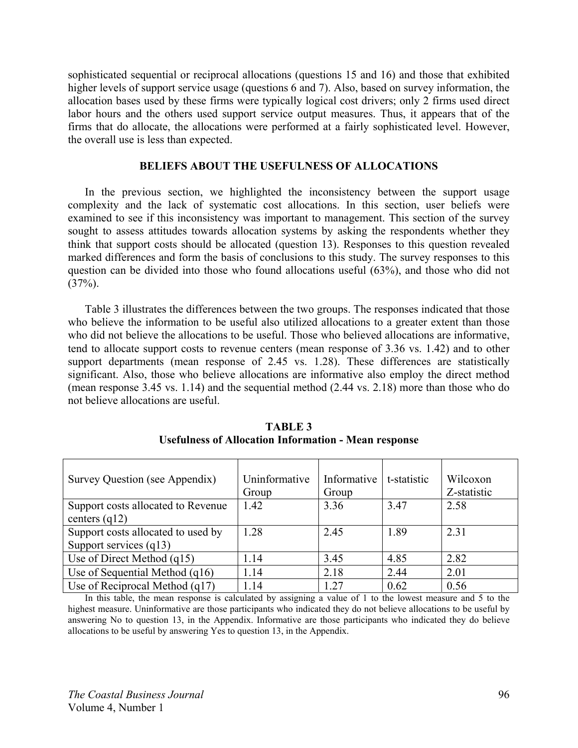sophisticated sequential or reciprocal allocations (questions 15 and 16) and those that exhibited higher levels of support service usage (questions 6 and 7). Also, based on survey information, the allocation bases used by these firms were typically logical cost drivers; only 2 firms used direct labor hours and the others used support service output measures. Thus, it appears that of the firms that do allocate, the allocations were performed at a fairly sophisticated level. However, the overall use is less than expected.

## BELIEFS ABOUT THE USEFULNESS OF ALLOCATIONS

In the previous section, we highlighted the inconsistency between the support usage complexity and the lack of systematic cost allocations. In this section, user beliefs were examined to see if this inconsistency was important to management. This section of the survey sought to assess attitudes towards allocation systems by asking the respondents whether they think that support costs should be allocated (question 13). Responses to this question revealed marked differences and form the basis of conclusions to this study. The survey responses to this question can be divided into those who found allocations useful (63%), and those who did not (37%).

Table 3 illustrates the differences between the two groups. The responses indicated that those who believe the information to be useful also utilized allocations to a greater extent than those who did not believe the allocations to be useful. Those who believed allocations are informative, tend to allocate support costs to revenue centers (mean response of 3.36 vs. 1.42) and to other support departments (mean response of 2.45 vs. 1.28). These differences are statistically significant. Also, those who believe allocations are informative also employ the direct method (mean response 3.45 vs. 1.14) and the sequential method (2.44 vs. 2.18) more than those who do not believe allocations are useful.

**TABLE 3**
**Usefulness of Allocation Information - Mean response**

| Survey Question (see Appendix) | Uninformative Group | Informative Group | t-statistic | Wilcoxon Z-statistic |
|---|---|---|---|---|
| Support costs allocated to Revenue centers (q12) | 1.42 | 3.36 | 3.47 | 2.58 |
| Support costs allocated to used by Support services (q13) | 1.28 | 2.45 | 1.89 | 2.31 |
| Use of Direct Method (q15) | 1.14 | 3.45 | 4.85 | 2.82 |
| Use of Sequential Method (q16) | 1.14 | 2.18 | 2.44 | 2.01 |
| Use of Reciprocal Method (q17) | 1.14 | 1.27 | 0.62 | 0.56 |

In this table, the mean response is calculated by assigning a value of 1 to the lowest measure and 5 to the highest measure. Uninformative are those participants who indicated they do not believe allocations to be useful by answering No to question 13, in the Appendix. Informative are those participants who indicated they do believe allocations to be useful by answering Yes to question 13, in the Appendix.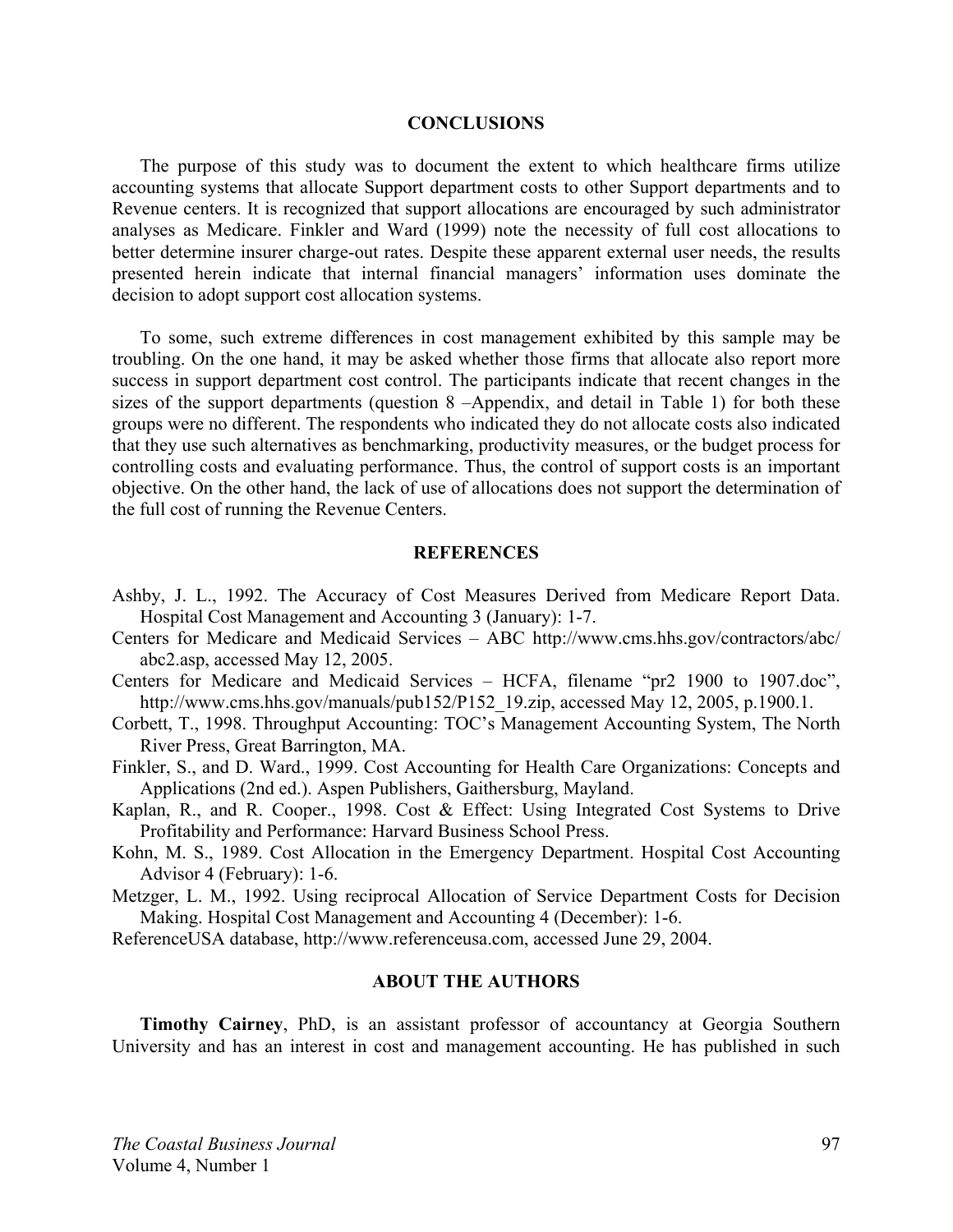## CONCLUSIONS

The purpose of this study was to document the extent to which healthcare firms utilize accounting systems that allocate Support department costs to other Support departments and to Revenue centers. It is recognized that support allocations are encouraged by such administrator analyses as Medicare. Finkler and Ward (1999) note the necessity of full cost allocations to better determine insurer charge-out rates. Despite these apparent external user needs, the results presented herein indicate that internal financial managers' information uses dominate the decision to adopt support cost allocation systems.

To some, such extreme differences in cost management exhibited by this sample may be troubling. On the one hand, it may be asked whether those firms that allocate also report more success in support department cost control. The participants indicate that recent changes in the sizes of the support departments (question 8 –Appendix, and detail in Table 1) for both these groups were no different. The respondents who indicated they do not allocate costs also indicated that they use such alternatives as benchmarking, productivity measures, or the budget process for controlling costs and evaluating performance. Thus, the control of support costs is an important objective. On the other hand, the lack of use of allocations does not support the determination of the full cost of running the Revenue Centers.

## REFERENCES

Ashby, J. L., 1992. The Accuracy of Cost Measures Derived from Medicare Report Data. Hospital Cost Management and Accounting 3 (January): 1-7.

Centers for Medicare and Medicaid Services – ABC http://www.cms.hhs.gov/contractors/abc/abc2.asp, accessed May 12, 2005.

Centers for Medicare and Medicaid Services – HCFA, filename "pr2 1900 to 1907.doc", http://www.cms.hhs.gov/manuals/pub152/P152_19.zip, accessed May 12, 2005, p.1900.1.

Corbett, T., 1998. Throughput Accounting: TOC's Management Accounting System, The North River Press, Great Barrington, MA.

Finkler, S., and D. Ward., 1999. Cost Accounting for Health Care Organizations: Concepts and Applications (2nd ed.). Aspen Publishers, Gaithersburg, Mayland.

Kaplan, R., and R. Cooper., 1998. Cost & Effect: Using Integrated Cost Systems to Drive Profitability and Performance: Harvard Business School Press.

Kohn, M. S., 1989. Cost Allocation in the Emergency Department. Hospital Cost Accounting Advisor 4 (February): 1-6.

Metzger, L. M., 1992. Using reciprocal Allocation of Service Department Costs for Decision Making. Hospital Cost Management and Accounting 4 (December): 1-6.

ReferenceUSA database, http://www.referenceusa.com, accessed June 29, 2004.

## ABOUT THE AUTHORS

**Timothy Cairney**, PhD, is an assistant professor of accountancy at Georgia Southern University and has an interest in cost and management accounting. He has published in such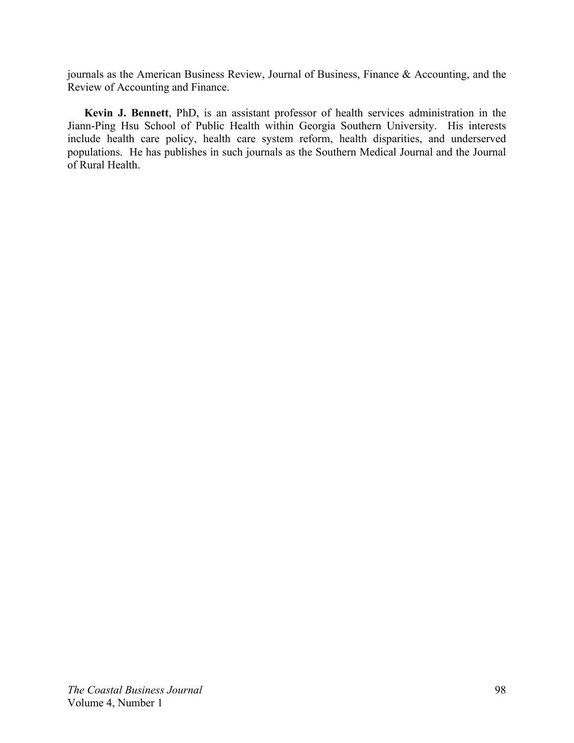journals as the American Business Review, Journal of Business, Finance & Accounting, and the Review of Accounting and Finance.

**Kevin J. Bennett**, PhD, is an assistant professor of health services administration in the Jiann-Ping Hsu School of Public Health within Georgia Southern University. His interests include health care policy, health care system reform, health disparities, and underserved populations. He has publishes in such journals as the Southern Medical Journal and the Journal of Rural Health.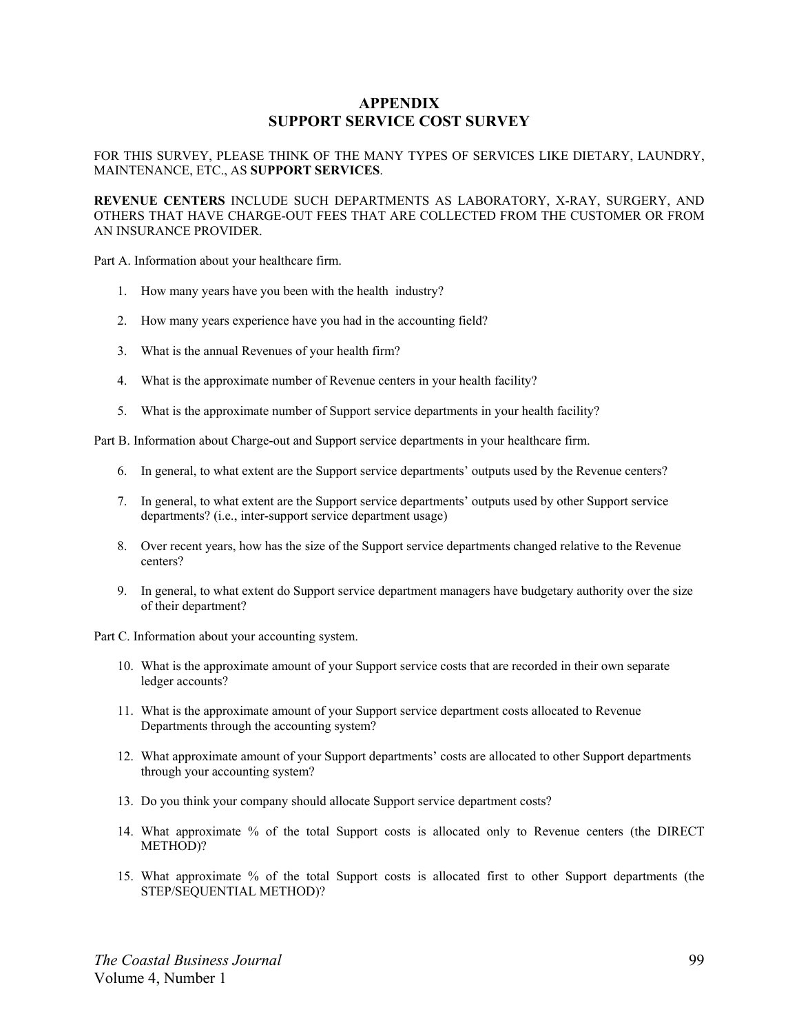## APPENDIX
## SUPPORT SERVICE COST SURVEY

FOR THIS SURVEY, PLEASE THINK OF THE MANY TYPES OF SERVICES LIKE DIETARY, LAUNDRY, MAINTENANCE, ETC., AS **SUPPORT SERVICES**.

**REVENUE CENTERS** INCLUDE SUCH DEPARTMENTS AS LABORATORY, X-RAY, SURGERY, AND OTHERS THAT HAVE CHARGE-OUT FEES THAT ARE COLLECTED FROM THE CUSTOMER OR FROM AN INSURANCE PROVIDER.

Part A. Information about your healthcare firm.

1. How many years have you been with the health industry?
2. How many years experience have you had in the accounting field?
3. What is the annual Revenues of your health firm?
4. What is the approximate number of Revenue centers in your health facility?
5. What is the approximate number of Support service departments in your health facility?

Part B. Information about Charge-out and Support service departments in your healthcare firm.

6. In general, to what extent are the Support service departments' outputs used by the Revenue centers?
7. In general, to what extent are the Support service departments' outputs used by other Support service departments? (i.e., inter-support service department usage)
8. Over recent years, how has the size of the Support service departments changed relative to the Revenue centers?
9. In general, to what extent do Support service department managers have budgetary authority over the size of their department?

Part C. Information about your accounting system.

10. What is the approximate amount of your Support service costs that are recorded in their own separate ledger accounts?
11. What is the approximate amount of your Support service department costs allocated to Revenue Departments through the accounting system?
12. What approximate amount of your Support departments' costs are allocated to other Support departments through your accounting system?
13. Do you think your company should allocate Support service department costs?
14. What approximate % of the total Support costs is allocated only to Revenue centers (the DIRECT METHOD)?
15. What approximate % of the total Support costs is allocated first to other Support departments (the STEP/SEQUENTIAL METHOD)?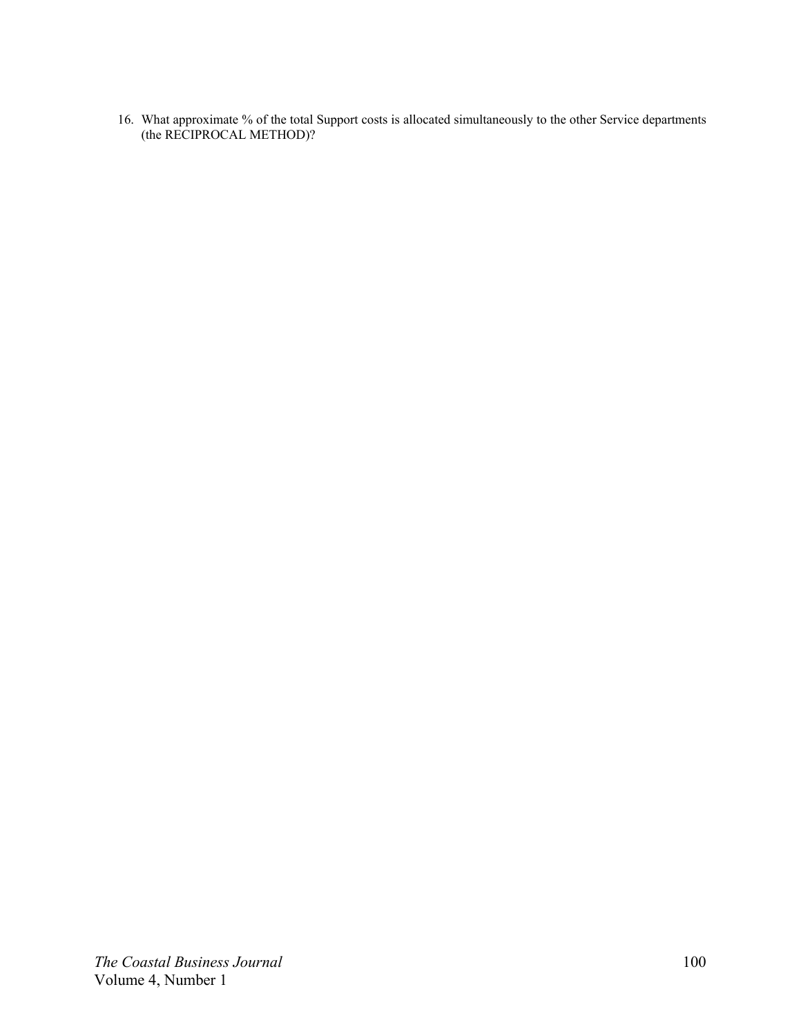16. What approximate % of the total Support costs is allocated simultaneously to the other Service departments (the RECIPROCAL METHOD)?